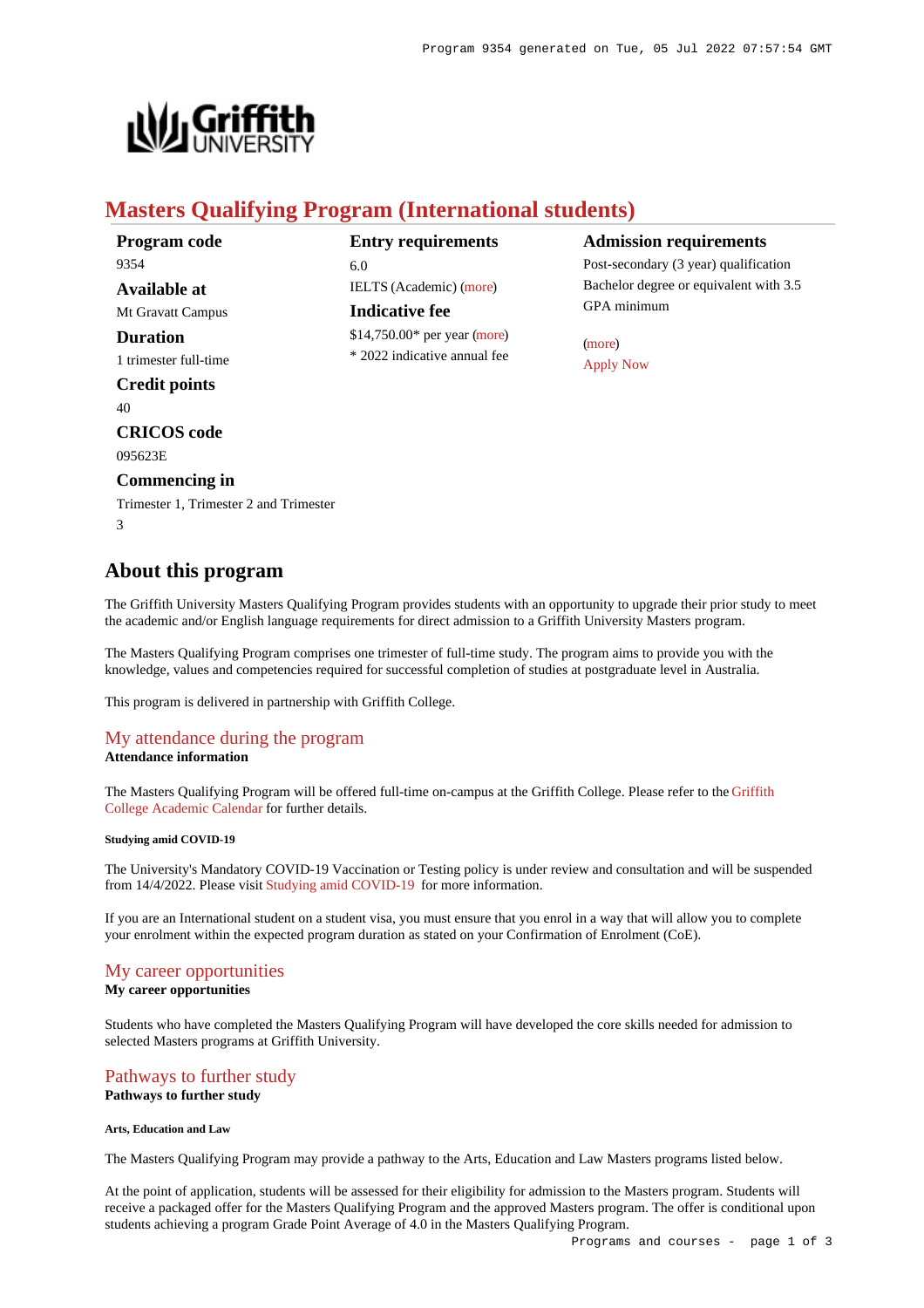# Masters Qualifying Program (International students)

**Program code**
9354

**Available at**
Mt Gravatt Campus

**Duration**
1 trimester full-time

**Credit points**
40

**CRICOS code**
095623E

**Commencing in**
Trimester 1, Trimester 2 and Trimester 3

**Entry requirements**
6.0
IELTS (Academic) (more)

**Indicative fee**
$14,750.00* per year (more)
* 2022 indicative annual fee

**Admission requirements**
Post-secondary (3 year) qualification
Bachelor degree or equivalent with 3.5 GPA minimum

(more)
Apply Now

## About this program

The Griffith University Masters Qualifying Program provides students with an opportunity to upgrade their prior study to meet the academic and/or English language requirements for direct admission to a Griffith University Masters program.

The Masters Qualifying Program comprises one trimester of full-time study. The program aims to provide you with the knowledge, values and competencies required for successful completion of studies at postgraduate level in Australia.

This program is delivered in partnership with Griffith College.

### My attendance during the program

**Attendance information**

The Masters Qualifying Program will be offered full-time on-campus at the Griffith College. Please refer to the Griffith College Academic Calendar for further details.

##### Studying amid COVID-19

The University's Mandatory COVID-19 Vaccination or Testing policy is under review and consultation and will be suspended from 14/4/2022. Please visit Studying amid COVID-19 for more information.

If you are an International student on a student visa, you must ensure that you enrol in a way that will allow you to complete your enrolment within the expected program duration as stated on your Confirmation of Enrolment (CoE).

### My career opportunities

**My career opportunities**

Students who have completed the Masters Qualifying Program will have developed the core skills needed for admission to selected Masters programs at Griffith University.

### Pathways to further study

**Pathways to further study**

##### Arts, Education and Law

The Masters Qualifying Program may provide a pathway to the Arts, Education and Law Masters programs listed below.

At the point of application, students will be assessed for their eligibility for admission to the Masters program. Students will receive a packaged offer for the Masters Qualifying Program and the approved Masters program. The offer is conditional upon students achieving a program Grade Point Average of 4.0 in the Masters Qualifying Program.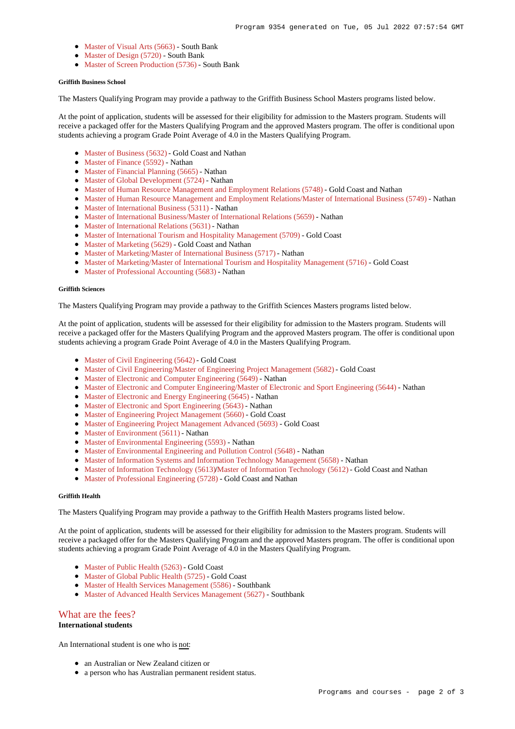- Master of Visual Arts (5663) - South Bank
- Master of Design (5720) - South Bank
- Master of Screen Production (5736) - South Bank

#### Griffith Business School

The Masters Qualifying Program may provide a pathway to the Griffith Business School Masters programs listed below.

At the point of application, students will be assessed for their eligibility for admission to the Masters program. Students will receive a packaged offer for the Masters Qualifying Program and the approved Masters program. The offer is conditional upon students achieving a program Grade Point Average of 4.0 in the Masters Qualifying Program.

- Master of Business (5632) - Gold Coast and Nathan
- Master of Finance (5592) - Nathan
- Master of Financial Planning (5665) - Nathan
- Master of Global Development (5724) - Nathan
- Master of Human Resource Management and Employment Relations (5748) - Gold Coast and Nathan
- Master of Human Resource Management and Employment Relations/Master of International Business (5749) - Nathan
- Master of International Business (5311) - Nathan
- Master of International Business/Master of International Relations (5659) - Nathan
- Master of International Relations (5631) - Nathan
- Master of International Tourism and Hospitality Management (5709) - Gold Coast
- Master of Marketing (5629) - Gold Coast and Nathan
- Master of Marketing/Master of International Business (5717) - Nathan
- Master of Marketing/Master of International Tourism and Hospitality Management (5716) - Gold Coast
- Master of Professional Accounting (5683) - Nathan

#### Griffith Sciences

The Masters Qualifying Program may provide a pathway to the Griffith Sciences Masters programs listed below.

At the point of application, students will be assessed for their eligibility for admission to the Masters program. Students will receive a packaged offer for the Masters Qualifying Program and the approved Masters program. The offer is conditional upon students achieving a program Grade Point Average of 4.0 in the Masters Qualifying Program.

- Master of Civil Engineering (5642) - Gold Coast
- Master of Civil Engineering/Master of Engineering Project Management (5682) - Gold Coast
- Master of Electronic and Computer Engineering (5649) - Nathan
- Master of Electronic and Computer Engineering/Master of Electronic and Sport Engineering (5644) - Nathan
- Master of Electronic and Energy Engineering (5645) - Nathan
- Master of Electronic and Sport Engineering (5643) - Nathan
- Master of Engineering Project Management (5660) - Gold Coast
- Master of Engineering Project Management Advanced (5693) - Gold Coast
- Master of Environment (5611) - Nathan
- Master of Environmental Engineering (5593) - Nathan
- Master of Environmental Engineering and Pollution Control (5648) - Nathan
- Master of Information Systems and Information Technology Management (5658) - Nathan
- Master of Information Technology (5613)/Master of Information Technology (5612) - Gold Coast and Nathan
- Master of Professional Engineering (5728) - Gold Coast and Nathan

#### Griffith Health

The Masters Qualifying Program may provide a pathway to the Griffith Health Masters programs listed below.

At the point of application, students will be assessed for their eligibility for admission to the Masters program. Students will receive a packaged offer for the Masters Qualifying Program and the approved Masters program. The offer is conditional upon students achieving a program Grade Point Average of 4.0 in the Masters Qualifying Program.

- Master of Public Health (5263) - Gold Coast
- Master of Global Public Health (5725) - Gold Coast
- Master of Health Services Management (5586) - Southbank
- Master of Advanced Health Services Management (5627) - Southbank

## What are the fees?

**International students**

An International student is one who is not:

- an Australian or New Zealand citizen or
- a person who has Australian permanent resident status.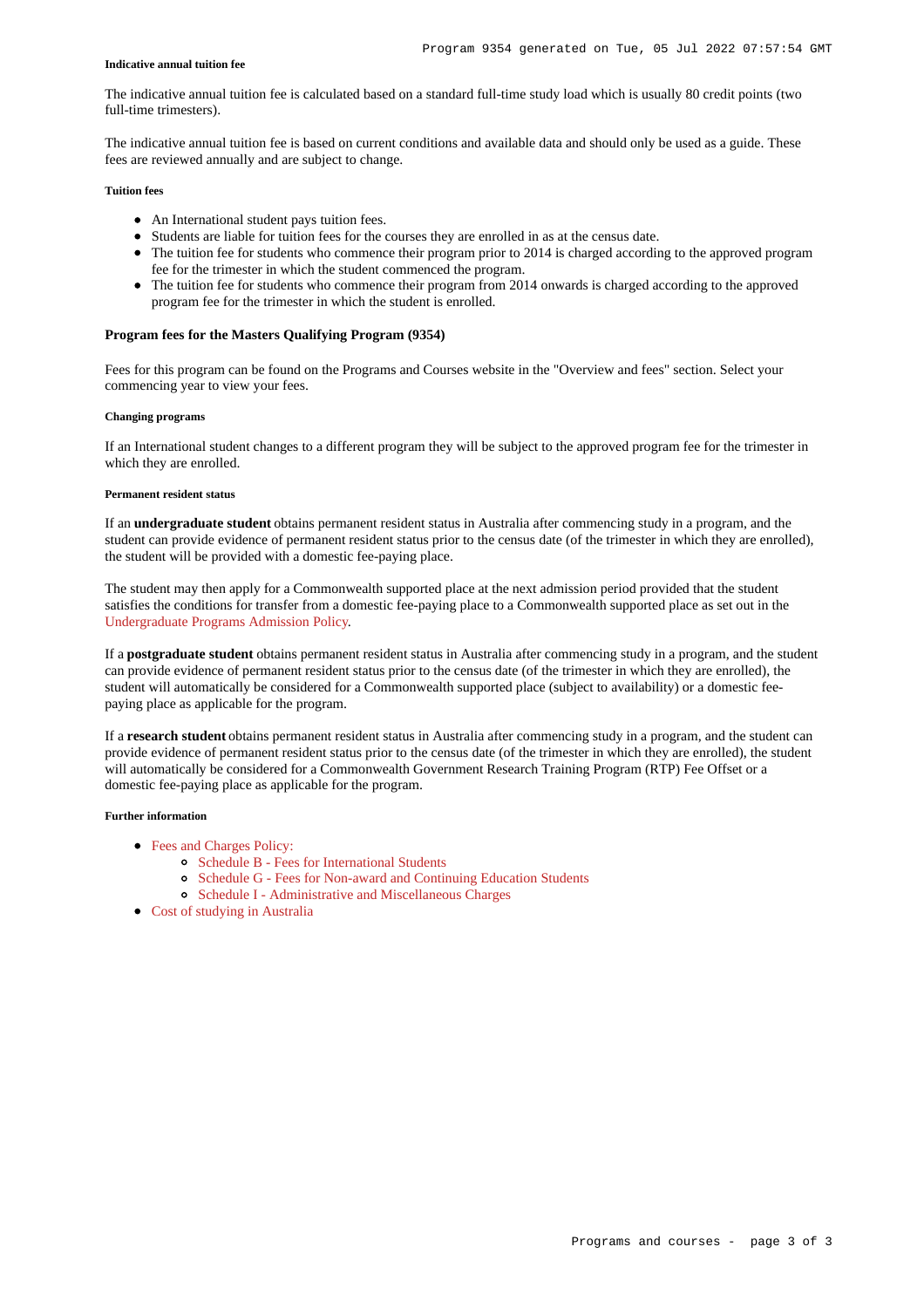#### Indicative annual tuition fee

The indicative annual tuition fee is calculated based on a standard full-time study load which is usually 80 credit points (two full-time trimesters).

The indicative annual tuition fee is based on current conditions and available data and should only be used as a guide. These fees are reviewed annually and are subject to change.

#### Tuition fees

- An International student pays tuition fees.
- Students are liable for tuition fees for the courses they are enrolled in as at the census date.
- The tuition fee for students who commence their program prior to 2014 is charged according to the approved program fee for the trimester in which the student commenced the program.
- The tuition fee for students who commence their program from 2014 onwards is charged according to the approved program fee for the trimester in which the student is enrolled.

### Program fees for the Masters Qualifying Program (9354)

Fees for this program can be found on the Programs and Courses website in the "Overview and fees" section. Select your commencing year to view your fees.

#### Changing programs

If an International student changes to a different program they will be subject to the approved program fee for the trimester in which they are enrolled.

#### Permanent resident status

If an **undergraduate student** obtains permanent resident status in Australia after commencing study in a program, and the student can provide evidence of permanent resident status prior to the census date (of the trimester in which they are enrolled), the student will be provided with a domestic fee-paying place.

The student may then apply for a Commonwealth supported place at the next admission period provided that the student satisfies the conditions for transfer from a domestic fee-paying place to a Commonwealth supported place as set out in the Undergraduate Programs Admission Policy.

If a **postgraduate student** obtains permanent resident status in Australia after commencing study in a program, and the student can provide evidence of permanent resident status prior to the census date (of the trimester in which they are enrolled), the student will automatically be considered for a Commonwealth supported place (subject to availability) or a domestic fee-paying place as applicable for the program.

If a **research student** obtains permanent resident status in Australia after commencing study in a program, and the student can provide evidence of permanent resident status prior to the census date (of the trimester in which they are enrolled), the student will automatically be considered for a Commonwealth Government Research Training Program (RTP) Fee Offset or a domestic fee-paying place as applicable for the program.

#### Further information

- Fees and Charges Policy:
  - Schedule B - Fees for International Students
  - Schedule G - Fees for Non-award and Continuing Education Students
  - Schedule I - Administrative and Miscellaneous Charges
- Cost of studying in Australia